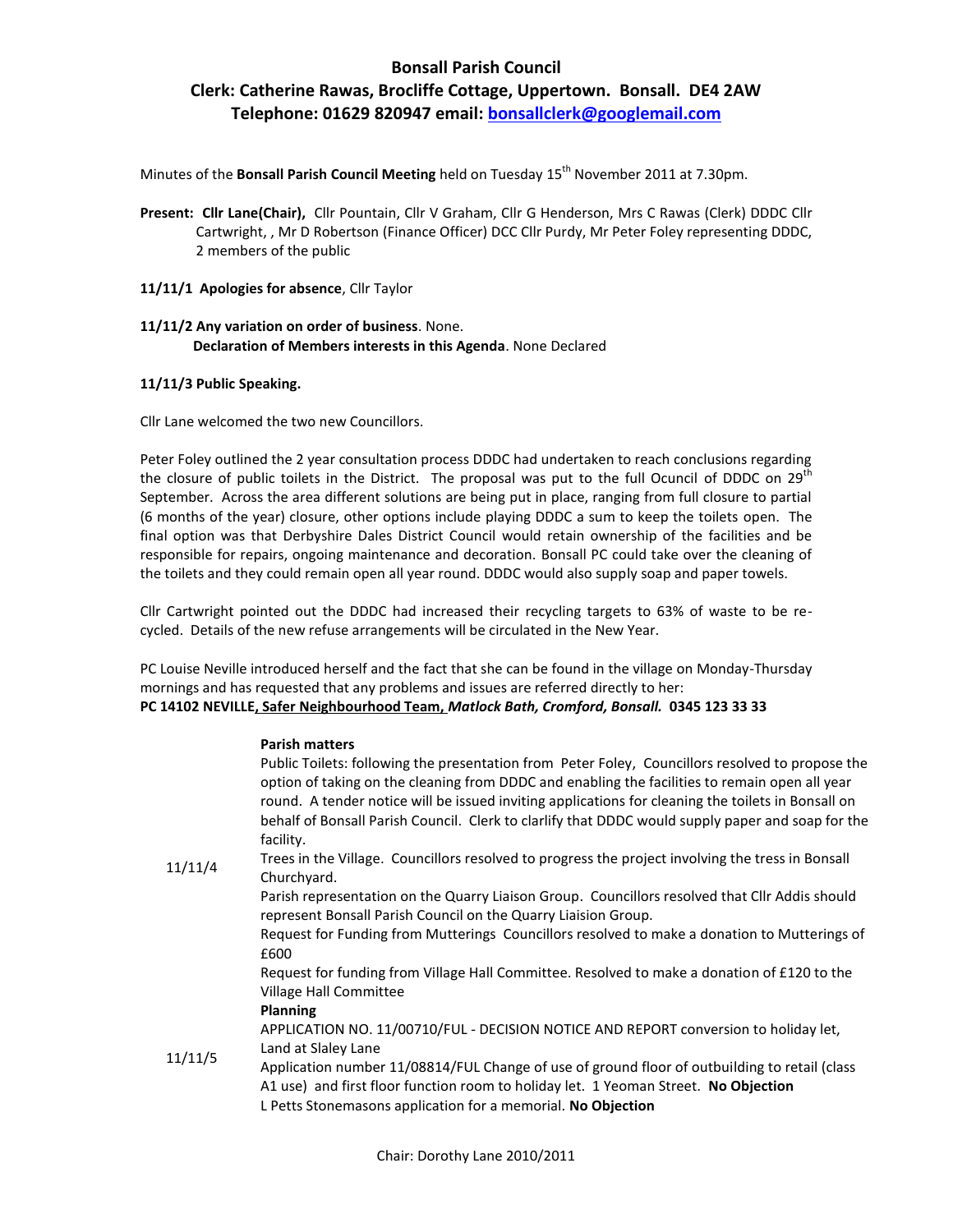# Bonsall Parish Council

## Clerk: Catherine Rawas, Brocliffe Cottage, Uppertown. Bonsall. DE4 2AW

## Telephone: 01629 820947 email: bonsallclerk@googlemail.com

Minutes of the **Bonsall Parish Council Meeting** held on Tuesday 15th November 2011 at 7.30pm.

**Present: Cllr Lane(Chair),** Cllr Pountain, Cllr V Graham, Cllr G Henderson, Mrs C Rawas (Clerk) DDDC Cllr Cartwright, , Mr D Robertson (Finance Officer) DCC Cllr Purdy, Mr Peter Foley representing DDDC, 2 members of the public

**11/11/1 Apologies for absence**, Cllr Taylor

**11/11/2 Any variation on order of business**. None.
**Declaration of Members interests in this Agenda**. None Declared

**11/11/3 Public Speaking.**

Cllr Lane welcomed the two new Councillors.

Peter Foley outlined the 2 year consultation process DDDC had undertaken to reach conclusions regarding the closure of public toilets in the District. The proposal was put to the full Ocuncil of DDDC on 29th September. Across the area different solutions are being put in place, ranging from full closure to partial (6 months of the year) closure, other options include playing DDDC a sum to keep the toilets open. The final option was that Derbyshire Dales District Council would retain ownership of the facilities and be responsible for repairs, ongoing maintenance and decoration. Bonsall PC could take over the cleaning of the toilets and they could remain open all year round. DDDC would also supply soap and paper towels.

Cllr Cartwright pointed out the DDDC had increased their recycling targets to 63% of waste to be re-cycled. Details of the new refuse arrangements will be circulated in the New Year.

PC Louise Neville introduced herself and the fact that she can be found in the village on Monday-Thursday mornings and has requested that any problems and issues are referred directly to her:
**PC 14102 NEVILLE, Safer Neighbourhood Team, *Matlock Bath, Cromford, Bonsall.* 0345 123 33 33**

**11/11/4**

**Parish matters**

Public Toilets: following the presentation from Peter Foley, Councillors resolved to propose the option of taking on the cleaning from DDDC and enabling the facilities to remain open all year round. A tender notice will be issued inviting applications for cleaning the toilets in Bonsall on behalf of Bonsall Parish Council. Clerk to clarify that DDDC would supply paper and soap for the facility.

Trees in the Village. Councillors resolved to progress the project involving the tress in Bonsall Churchyard.

Parish representation on the Quarry Liaison Group. Councillors resolved that Cllr Addis should represent Bonsall Parish Council on the Quarry Liaision Group.

Request for Funding from Mutterings Councillors resolved to make a donation to Mutterings of £600

Request for funding from Village Hall Committee. Resolved to make a donation of £120 to the Village Hall Committee

**11/11/5**

**Planning**

APPLICATION NO. 11/00710/FUL - DECISION NOTICE AND REPORT conversion to holiday let, Land at Slaley Lane

Application number 11/08814/FUL Change of use of ground floor of outbuilding to retail (class A1 use) and first floor function room to holiday let. 1 Yeoman Street. **No Objection**

L Petts Stonemasons application for a memorial. **No Objection**

Chair: Dorothy Lane 2010/2011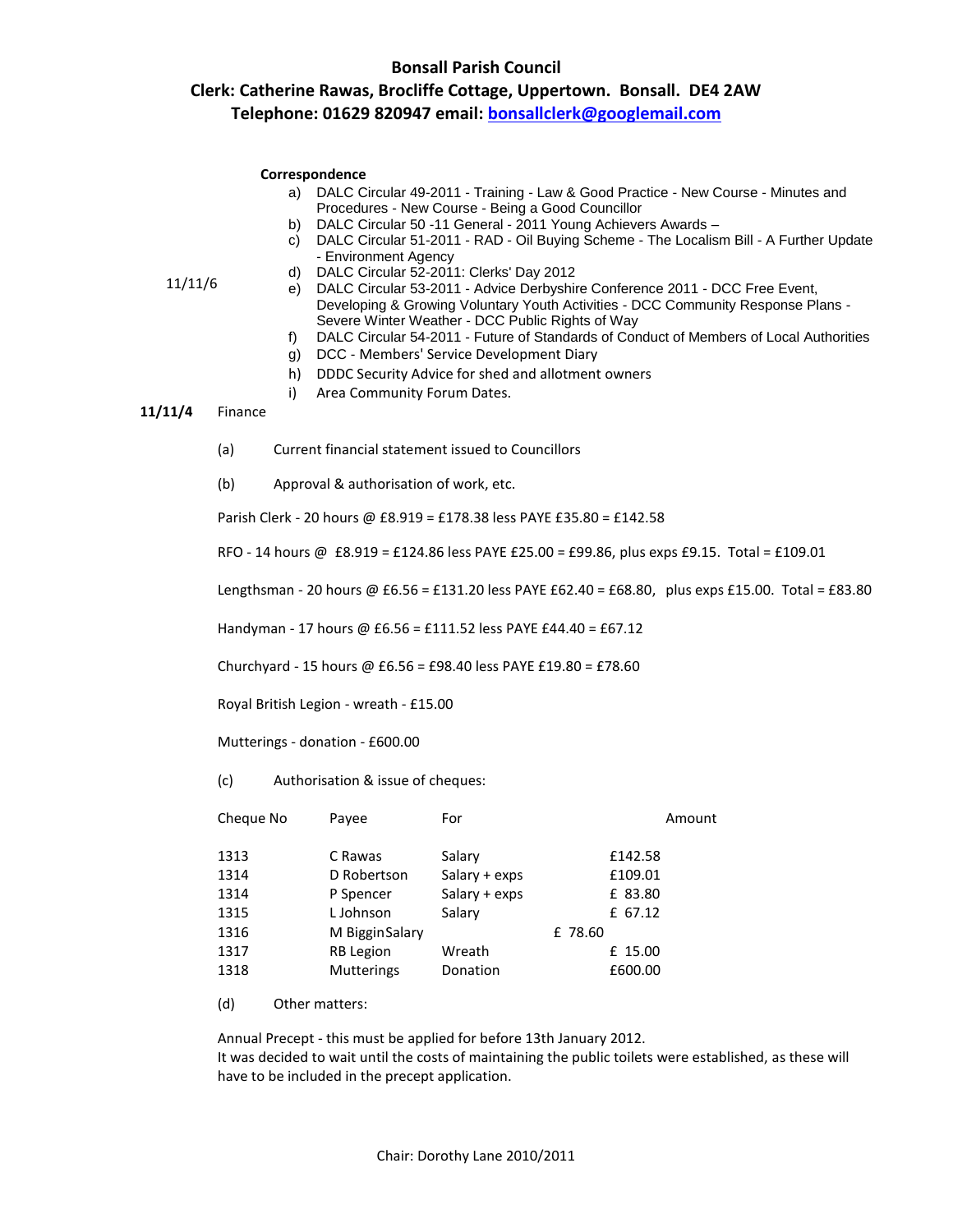**Bonsall Parish Council**
**Clerk: Catherine Rawas, Brocliffe Cottage, Uppertown. Bonsall. DE4 2AW**
**Telephone: 01629 820947 email: bonsallclerk@googlemail.com**

11/11/6

**Correspondence**

a) DALC Circular 49-2011 - Training - Law & Good Practice - New Course - Minutes and Procedures - New Course - Being a Good Councillor
b) DALC Circular 50 -11 General - 2011 Young Achievers Awards –
c) DALC Circular 51-2011 - RAD - Oil Buying Scheme - The Localism Bill - A Further Update - Environment Agency
d) DALC Circular 52-2011: Clerks' Day 2012
e) DALC Circular 53-2011 - Advice Derbyshire Conference 2011 - DCC Free Event, Developing & Growing Voluntary Youth Activities - DCC Community Response Plans - Severe Winter Weather - DCC Public Rights of Way
f) DALC Circular 54-2011 - Future of Standards of Conduct of Members of Local Authorities
g) DCC - Members' Service Development Diary
h) DDDC Security Advice for shed and allotment owners
i) Area Community Forum Dates.

**11/11/4** Finance

(a) Current financial statement issued to Councillors

(b) Approval & authorisation of work, etc.

Parish Clerk - 20 hours @ £8.919 = £178.38 less PAYE £35.80 = £142.58

RFO - 14 hours @ £8.919 = £124.86 less PAYE £25.00 = £99.86, plus exps £9.15. Total = £109.01

Lengthsman - 20 hours @ £6.56 = £131.20 less PAYE £62.40 = £68.80, plus exps £15.00. Total = £83.80

Handyman - 17 hours @ £6.56 = £111.52 less PAYE £44.40 = £67.12

Churchyard - 15 hours @ £6.56 = £98.40 less PAYE £19.80 = £78.60

Royal British Legion - wreath - £15.00

Mutterings - donation - £600.00

(c) Authorisation & issue of cheques:

| Cheque No | Payee | For | Amount |
|---|---|---|---|
| 1313 | C Rawas | Salary | £142.58 |
| 1314 | D Robertson | Salary + exps | £109.01 |
| 1314 | P Spencer | Salary + exps | £ 83.80 |
| 1315 | L Johnson | Salary | £ 67.12 |
| 1316 | M Biggin | Salary | £ 78.60 |
| 1317 | RB Legion | Wreath | £ 15.00 |
| 1318 | Mutterings | Donation | £600.00 |

(d) Other matters:

Annual Precept - this must be applied for before 13th January 2012.
It was decided to wait until the costs of maintaining the public toilets were established, as these will have to be included in the precept application.

Chair: Dorothy Lane 2010/2011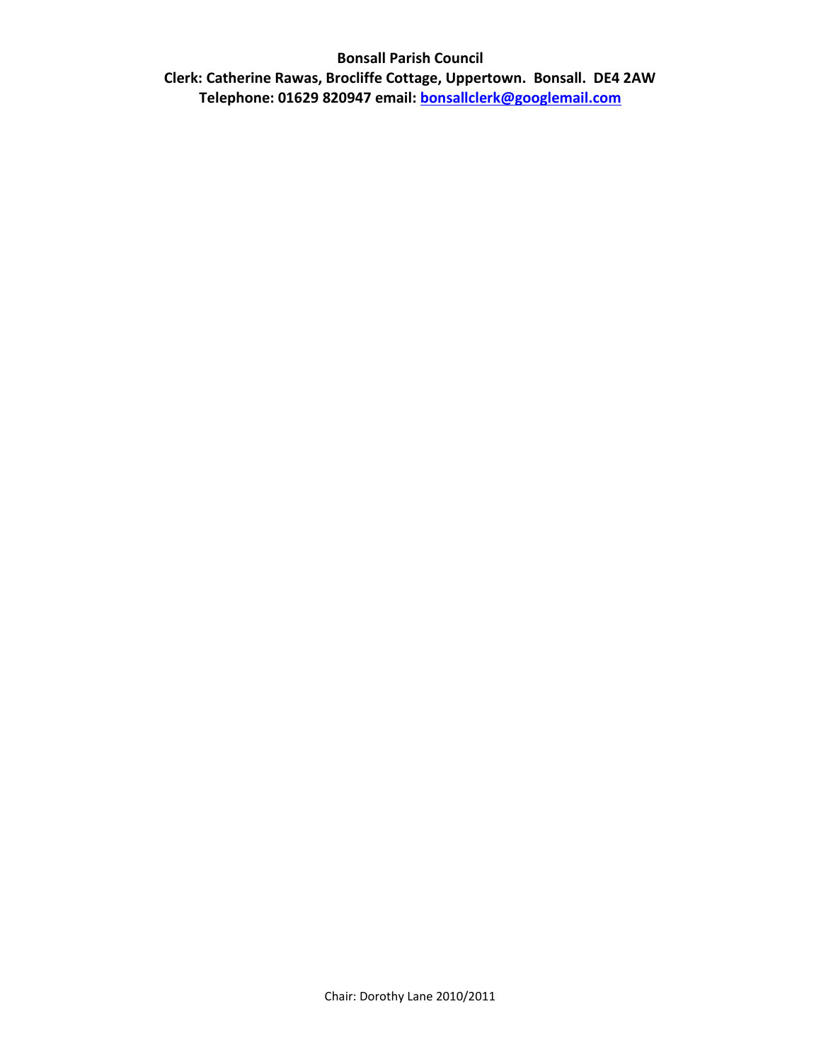**Bonsall Parish Council**
**Clerk: Catherine Rawas, Brocliffe Cottage, Uppertown. Bonsall. DE4 2AW**
**Telephone: 01629 820947 email: [bonsallclerk@googlemail.com](mailto:bonsallclerk@googlemail.com)**

Chair: Dorothy Lane 2010/2011